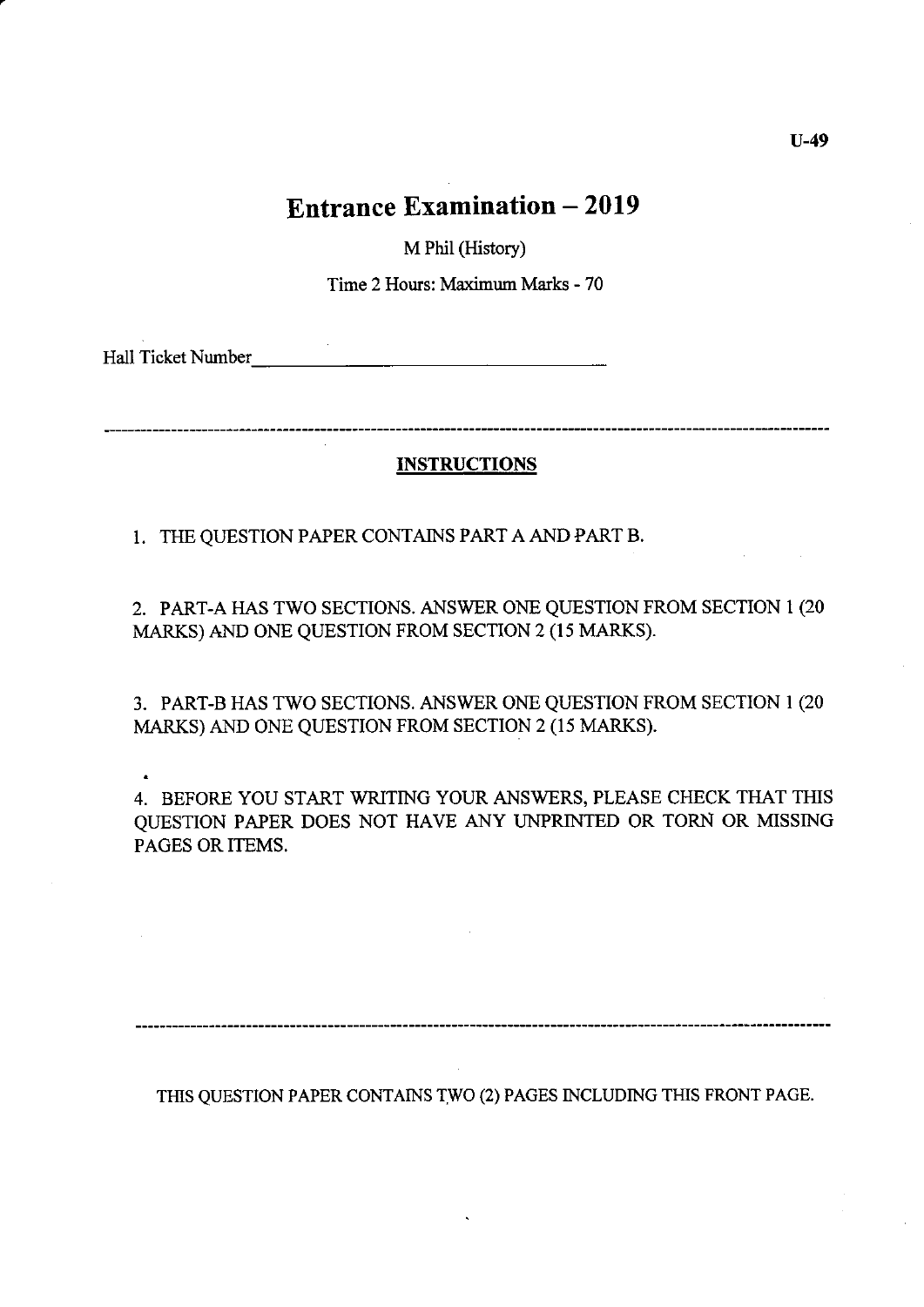U-49

# Entrance Examination – 2019

M Phil (History)

Time 2 Hours: Maximum Marks - 70

Hall Ticket Number\_\_\_\_\_\_\_\_\_\_\_\_\_\_\_\_\_\_\_\_\_\_\_\_\_\_\_\_\_\_\_\_\_\_

---

## INSTRUCTIONS

1. THE QUESTION PAPER CONTAINS PART A AND PART B.

2. PART-A HAS TWO SECTIONS. ANSWER ONE QUESTION FROM SECTION 1 (20 MARKS) AND ONE QUESTION FROM SECTION 2 (15 MARKS).

3. PART-B HAS TWO SECTIONS. ANSWER ONE QUESTION FROM SECTION 1 (20 MARKS) AND ONE QUESTION FROM SECTION 2 (15 MARKS).

4. BEFORE YOU START WRITING YOUR ANSWERS, PLEASE CHECK THAT THIS QUESTION PAPER DOES NOT HAVE ANY UNPRINTED OR TORN OR MISSING PAGES OR ITEMS.

---

THIS QUESTION PAPER CONTAINS TWO (2) PAGES INCLUDING THIS FRONT PAGE.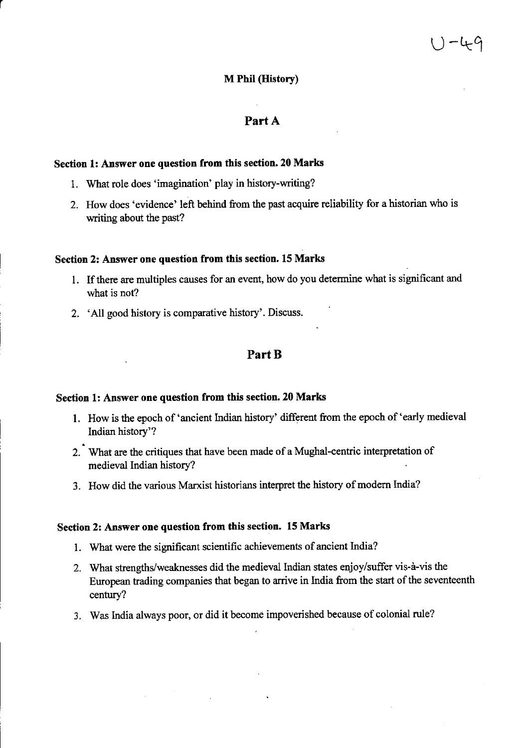U-49

## M Phil (History)

# Part A

### Section 1: Answer one question from this section. 20 Marks

1. What role does 'imagination' play in history-writing?
2. How does 'evidence' left behind from the past acquire reliability for a historian who is writing about the past?

### Section 2: Answer one question from this section. 15 Marks

1. If there are multiples causes for an event, how do you determine what is significant and what is not?
2. 'All good history is comparative history'. Discuss.

# Part B

### Section 1: Answer one question from this section. 20 Marks

1. How is the epoch of 'ancient Indian history' different from the epoch of 'early medieval Indian history'?
2. What are the critiques that have been made of a Mughal-centric interpretation of medieval Indian history?
3. How did the various Marxist historians interpret the history of modern India?

### Section 2: Answer one question from this section. 15 Marks

1. What were the significant scientific achievements of ancient India?
2. What strengths/weaknesses did the medieval Indian states enjoy/suffer vis-à-vis the European trading companies that began to arrive in India from the start of the seventeenth century?
3. Was India always poor, or did it become impoverished because of colonial rule?